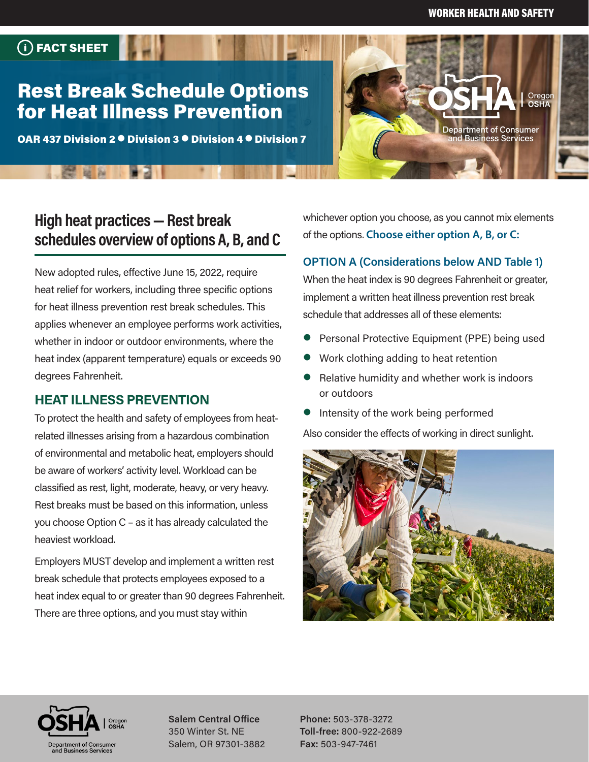FACT SHEET

# Rest Break Schedule Options for Heat Illness Prevention

**OAR 437 Division 2 ● Division 3 ● Division 4 ● Division 7**

## High heat practices — Rest break schedules overview of options A, B, and C

New adopted rules, effective June 15, 2022, require heat relief for workers, including three specific options for heat illness prevention rest break schedules. This applies whenever an employee performs work activities, whether in indoor or outdoor environments, where the heat index (apparent temperature) equals or exceeds 90 degrees Fahrenheit.

### HEAT ILLNESS PREVENTION

To protect the health and safety of employees from heat-related illnesses arising from a hazardous combination of environmental and metabolic heat, employers should be aware of workers' activity level. Workload can be classified as rest, light, moderate, heavy, or very heavy. Rest breaks must be based on this information, unless you choose Option C – as it has already calculated the heaviest workload.

Employers MUST develop and implement a written rest break schedule that protects employees exposed to a heat index equal to or greater than 90 degrees Fahrenheit. There are three options, and you must stay within whichever option you choose, as you cannot mix elements of the options. **Choose either option A, B, or C:**

### OPTION A (Considerations below AND Table 1)

When the heat index is 90 degrees Fahrenheit or greater, implement a written heat illness prevention rest break schedule that addresses all of these elements:

- Personal Protective Equipment (PPE) being used
- Work clothing adding to heat retention
- Relative humidity and whether work is indoors or outdoors
- Intensity of the work being performed

Also consider the effects of working in direct sunlight.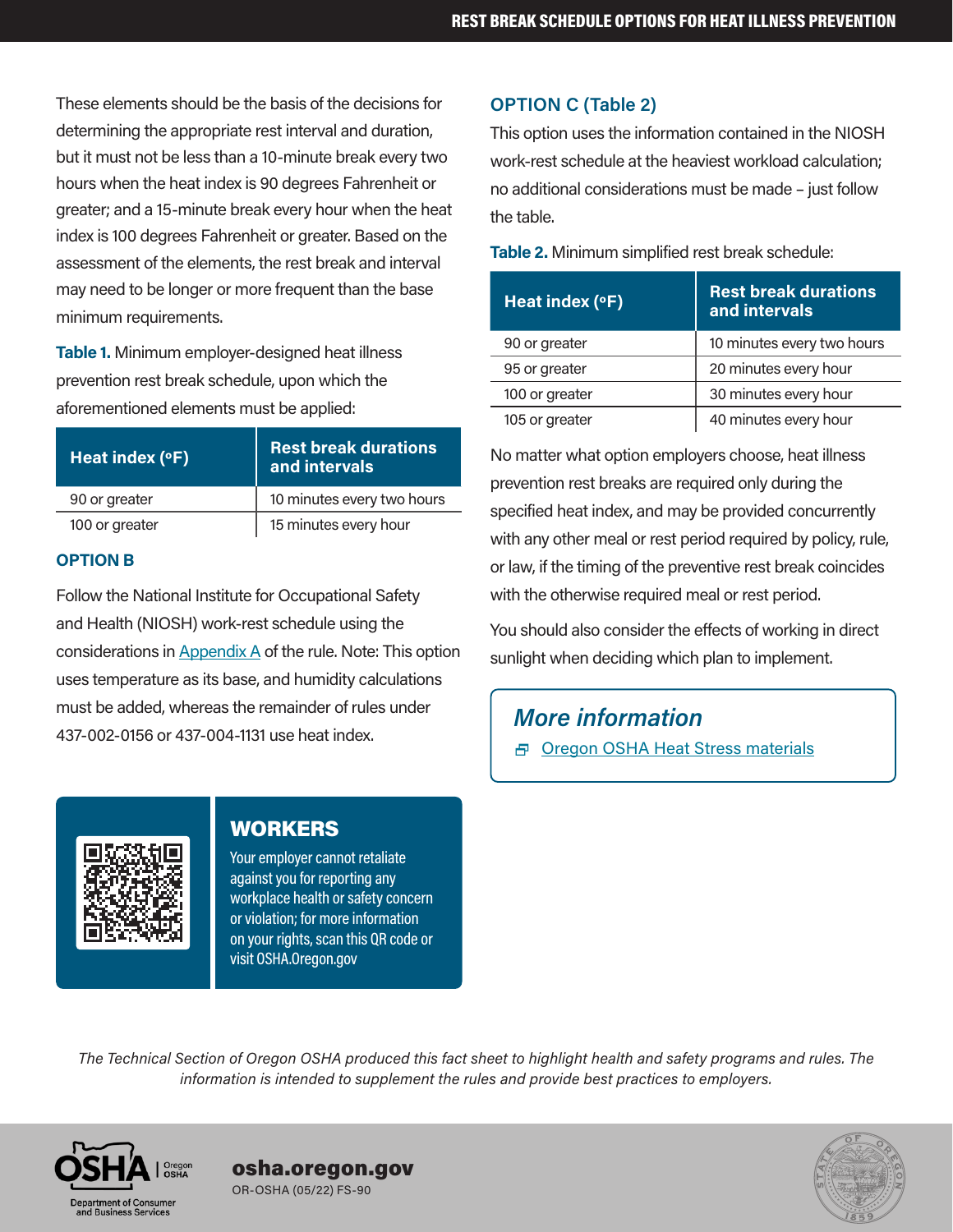These elements should be the basis of the decisions for determining the appropriate rest interval and duration, but it must not be less than a 10-minute break every two hours when the heat index is 90 degrees Fahrenheit or greater; and a 15-minute break every hour when the heat index is 100 degrees Fahrenheit or greater. Based on the assessment of the elements, the rest break and interval may need to be longer or more frequent than the base minimum requirements.

**Table 1.** Minimum employer-designed heat illness prevention rest break schedule, upon which the aforementioned elements must be applied:

| Heat index (ºF) | Rest break durations and intervals |
|---|---|
| 90 or greater | 10 minutes every two hours |
| 100 or greater | 15 minutes every hour |

### OPTION B

Follow the National Institute for Occupational Safety and Health (NIOSH) work-rest schedule using the considerations in Appendix A of the rule. Note: This option uses temperature as its base, and humidity calculations must be added, whereas the remainder of rules under 437-002-0156 or 437-004-1131 use heat index.

### OPTION C (Table 2)

This option uses the information contained in the NIOSH work-rest schedule at the heaviest workload calculation; no additional considerations must be made – just follow the table.

**Table 2.** Minimum simplified rest break schedule:

| Heat index (ºF) | Rest break durations and intervals |
|---|---|
| 90 or greater | 10 minutes every two hours |
| 95 or greater | 20 minutes every hour |
| 100 or greater | 30 minutes every hour |
| 105 or greater | 40 minutes every hour |

No matter what option employers choose, heat illness prevention rest breaks are required only during the specified heat index, and may be provided concurrently with any other meal or rest period required by policy, rule, or law, if the timing of the preventive rest break coincides with the otherwise required meal or rest period.

You should also consider the effects of working in direct sunlight when deciding which plan to implement.

## *More information*

Oregon OSHA Heat Stress materials

## WORKERS

Your employer cannot retaliate against you for reporting any workplace health or safety concern or violation; for more information on your rights, scan this QR code or visit OSHA.Oregon.gov

*The Technical Section of Oregon OSHA produced this fact sheet to highlight health and safety programs and rules. The information is intended to supplement the rules and provide best practices to employers.*

osha.oregon.gov

OR-OSHA (05/22) FS-90